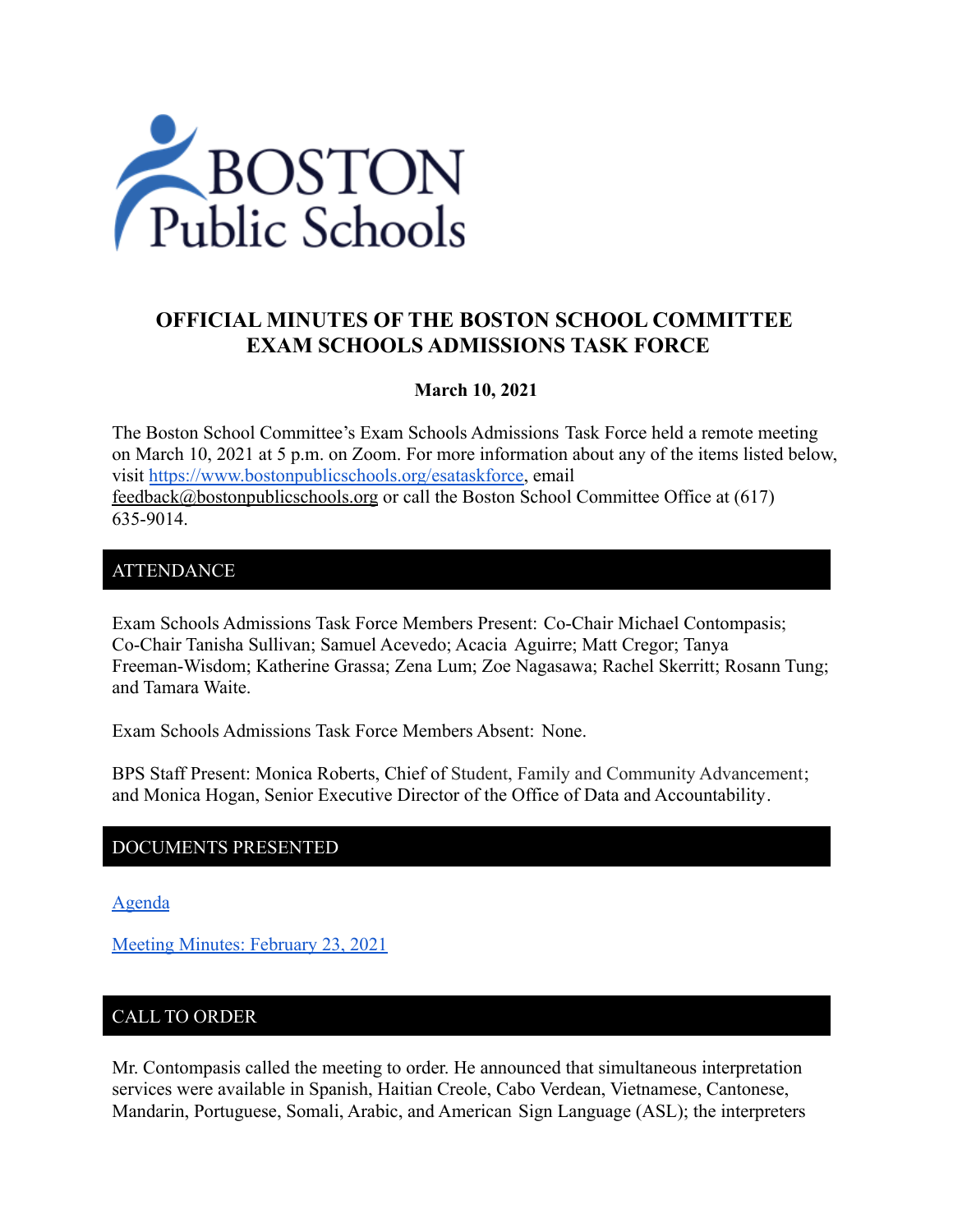# OFFICIAL MINUTES OF THE BOSTON SCHOOL COMMITTEE EXAM SCHOOLS ADMISSIONS TASK FORCE

**March 10, 2021**

The Boston School Committee's Exam Schools Admissions Task Force held a remote meeting on March 10, 2021 at 5 p.m. on Zoom. For more information about any of the items listed below, visit https://www.bostonpublicschools.org/esataskforce, email feedback@bostonpublicschools.org or call the Boston School Committee Office at (617) 635-9014.

## ATTENDANCE

Exam Schools Admissions Task Force Members Present: Co-Chair Michael Contompasis; Co-Chair Tanisha Sullivan; Samuel Acevedo; Acacia Aguirre; Matt Cregor; Tanya Freeman-Wisdom; Katherine Grassa; Zena Lum; Zoe Nagasawa; Rachel Skerritt; Rosann Tung; and Tamara Waite.

Exam Schools Admissions Task Force Members Absent: None.

BPS Staff Present: Monica Roberts, Chief of Student, Family and Community Advancement; and Monica Hogan, Senior Executive Director of the Office of Data and Accountability.

## DOCUMENTS PRESENTED

Agenda

Meeting Minutes: February 23, 2021

## CALL TO ORDER

Mr. Contompasis called the meeting to order. He announced that simultaneous interpretation services were available in Spanish, Haitian Creole, Cabo Verdean, Vietnamese, Cantonese, Mandarin, Portuguese, Somali, Arabic, and American Sign Language (ASL); the interpreters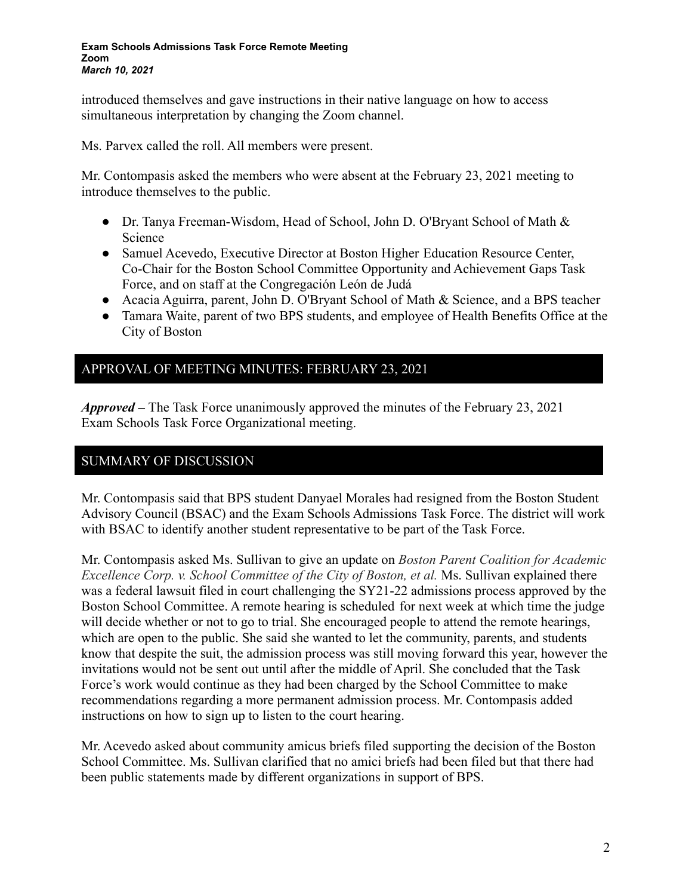introduced themselves and gave instructions in their native language on how to access simultaneous interpretation by changing the Zoom channel.

Ms. Parvex called the roll. All members were present.

Mr. Contompasis asked the members who were absent at the February 23, 2021 meeting to introduce themselves to the public.

- Dr. Tanya Freeman-Wisdom, Head of School, John D. O'Bryant School of Math & Science
- Samuel Acevedo, Executive Director at Boston Higher Education Resource Center, Co-Chair for the Boston School Committee Opportunity and Achievement Gaps Task Force, and on staff at the Congregación León de Judá
- Acacia Aguirra, parent, John D. O'Bryant School of Math & Science, and a BPS teacher
- Tamara Waite, parent of two BPS students, and employee of Health Benefits Office at the City of Boston

## APPROVAL OF MEETING MINUTES: FEBRUARY 23, 2021

***Approved –*** The Task Force unanimously approved the minutes of the February 23, 2021 Exam Schools Task Force Organizational meeting.

## SUMMARY OF DISCUSSION

Mr. Contompasis said that BPS student Danyael Morales had resigned from the Boston Student Advisory Council (BSAC) and the Exam Schools Admissions Task Force. The district will work with BSAC to identify another student representative to be part of the Task Force.

Mr. Contompasis asked Ms. Sullivan to give an update on *Boston Parent Coalition for Academic Excellence Corp. v. School Committee of the City of Boston, et al.* Ms. Sullivan explained there was a federal lawsuit filed in court challenging the SY21-22 admissions process approved by the Boston School Committee. A remote hearing is scheduled for next week at which time the judge will decide whether or not to go to trial. She encouraged people to attend the remote hearings, which are open to the public. She said she wanted to let the community, parents, and students know that despite the suit, the admission process was still moving forward this year, however the invitations would not be sent out until after the middle of April. She concluded that the Task Force's work would continue as they had been charged by the School Committee to make recommendations regarding a more permanent admission process. Mr. Contompasis added instructions on how to sign up to listen to the court hearing.

Mr. Acevedo asked about community amicus briefs filed supporting the decision of the Boston School Committee. Ms. Sullivan clarified that no amici briefs had been filed but that there had been public statements made by different organizations in support of BPS.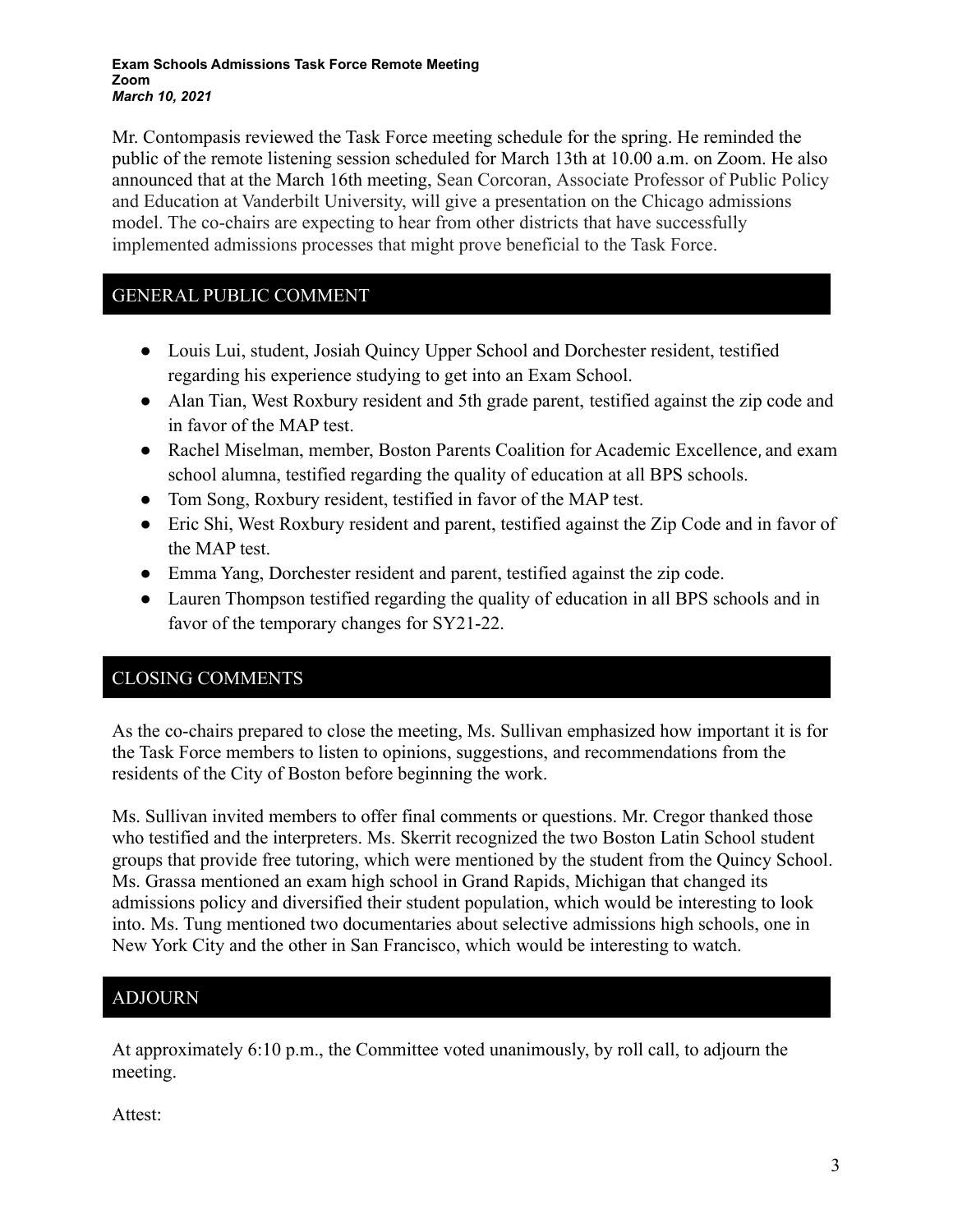Mr. Contompasis reviewed the Task Force meeting schedule for the spring. He reminded the public of the remote listening session scheduled for March 13th at 10.00 a.m. on Zoom. He also announced that at the March 16th meeting, Sean Corcoran, Associate Professor of Public Policy and Education at Vanderbilt University, will give a presentation on the Chicago admissions model. The co-chairs are expecting to hear from other districts that have successfully implemented admissions processes that might prove beneficial to the Task Force.

## GENERAL PUBLIC COMMENT

- Louis Lui, student, Josiah Quincy Upper School and Dorchester resident, testified regarding his experience studying to get into an Exam School.
- Alan Tian, West Roxbury resident and 5th grade parent, testified against the zip code and in favor of the MAP test.
- Rachel Miselman, member, Boston Parents Coalition for Academic Excellence, and exam school alumna, testified regarding the quality of education at all BPS schools.
- Tom Song, Roxbury resident, testified in favor of the MAP test.
- Eric Shi, West Roxbury resident and parent, testified against the Zip Code and in favor of the MAP test.
- Emma Yang, Dorchester resident and parent, testified against the zip code.
- Lauren Thompson testified regarding the quality of education in all BPS schools and in favor of the temporary changes for SY21-22.

## CLOSING COMMENTS

As the co-chairs prepared to close the meeting, Ms. Sullivan emphasized how important it is for the Task Force members to listen to opinions, suggestions, and recommendations from the residents of the City of Boston before beginning the work.

Ms. Sullivan invited members to offer final comments or questions. Mr. Cregor thanked those who testified and the interpreters. Ms. Skerrit recognized the two Boston Latin School student groups that provide free tutoring, which were mentioned by the student from the Quincy School. Ms. Grassa mentioned an exam high school in Grand Rapids, Michigan that changed its admissions policy and diversified their student population, which would be interesting to look into. Ms. Tung mentioned two documentaries about selective admissions high schools, one in New York City and the other in San Francisco, which would be interesting to watch.

## ADJOURN

At approximately 6:10 p.m., the Committee voted unanimously, by roll call, to adjourn the meeting.

Attest: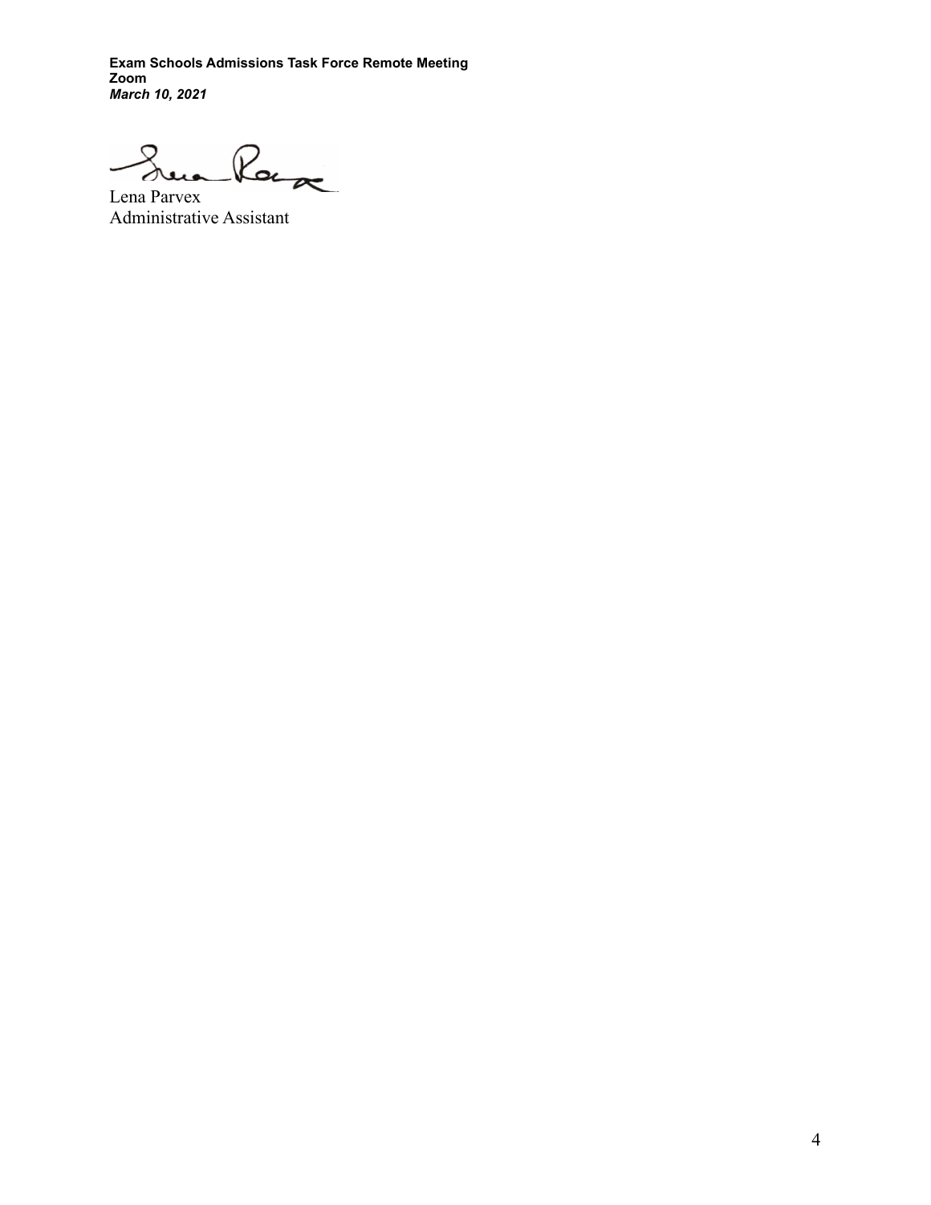Lena Parvex
Administrative Assistant